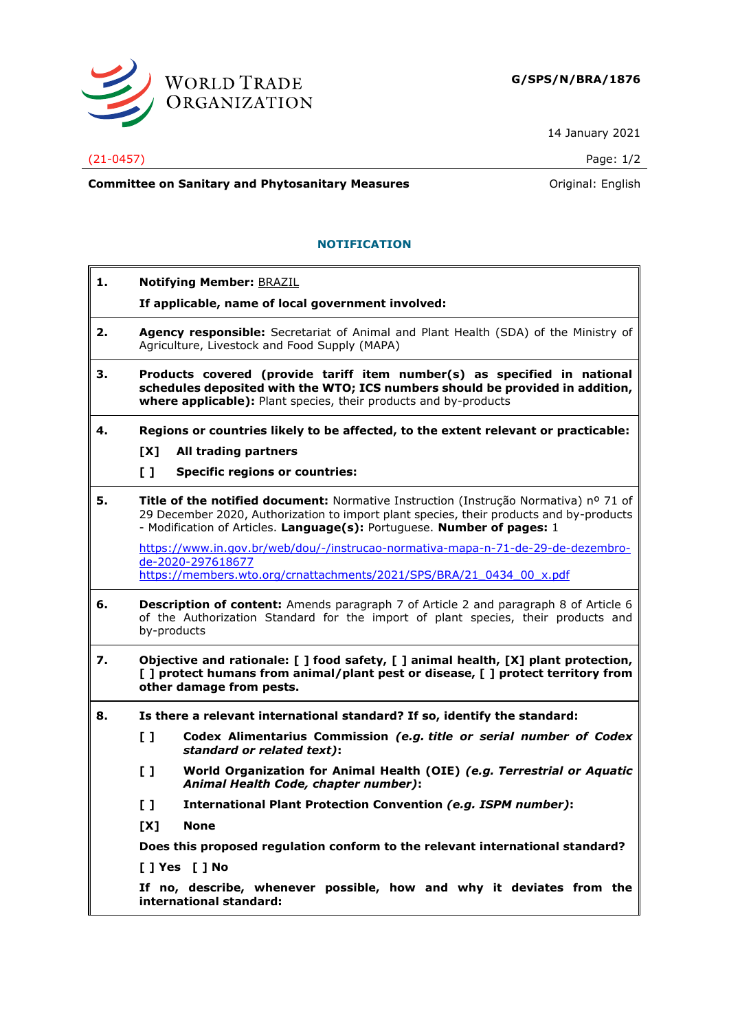WORLD TRADE ORGANIZATION

**G/SPS/N/BRA/1876**

14 January 2021

(21-0457)

**Committee on Sanitary and Phytosanitary Measures** — Original: English

## NOTIFICATION

**1. Notifying Member:** BRAZIL

**If applicable, name of local government involved:**

**2. Agency responsible:** Secretariat of Animal and Plant Health (SDA) of the Ministry of Agriculture, Livestock and Food Supply (MAPA)

**3. Products covered (provide tariff item number(s) as specified in national schedules deposited with the WTO; ICS numbers should be provided in addition, where applicable):** Plant species, their products and by-products

**4. Regions or countries likely to be affected, to the extent relevant or practicable:**

**[X] All trading partners**

**[ ] Specific regions or countries:**

**5. Title of the notified document:** Normative Instruction (Instrução Normativa) nº 71 of 29 December 2020, Authorization to import plant species, their products and by-products - Modification of Articles. **Language(s):** Portuguese. **Number of pages:** 1

https://www.in.gov.br/web/dou/-/instrucao-normativa-mapa-n-71-de-29-de-dezembro-de-2020-297618677
https://members.wto.org/crnattachments/2021/SPS/BRA/21_0434_00_x.pdf

**6. Description of content:** Amends paragraph 7 of Article 2 and paragraph 8 of Article 6 of the Authorization Standard for the import of plant species, their products and by-products

**7. Objective and rationale: [ ] food safety, [ ] animal health, [X] plant protection, [ ] protect humans from animal/plant pest or disease, [ ] protect territory from other damage from pests.**

**8. Is there a relevant international standard? If so, identify the standard:**

**[ ] Codex Alimentarius Commission** ***(e.g. title or serial number of Codex standard or related text)*****:**

**[ ] World Organization for Animal Health (OIE)** ***(e.g. Terrestrial or Aquatic Animal Health Code, chapter number)*****:**

**[ ] International Plant Protection Convention** ***(e.g. ISPM number)*****:**

**[X] None**

**Does this proposed regulation conform to the relevant international standard?**

**[ ] Yes [ ] No**

**If no, describe, whenever possible, how and why it deviates from the international standard:**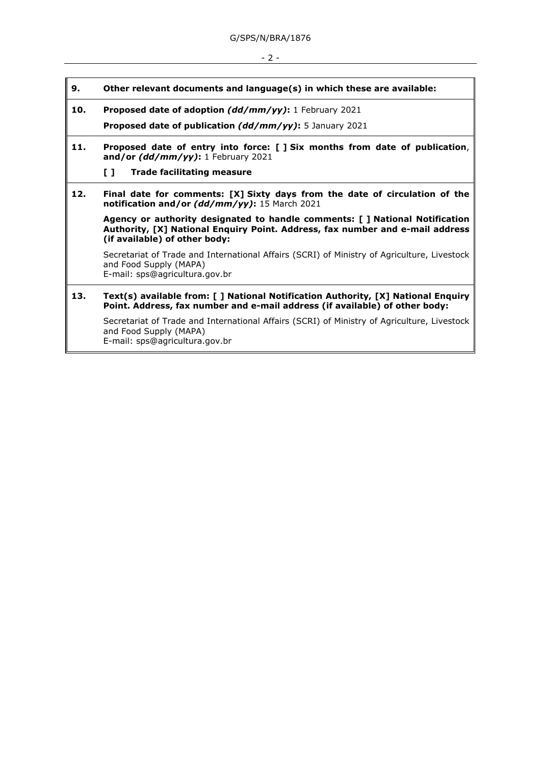**9. Other relevant documents and language(s) in which these are available:**

**10. Proposed date of adoption *(dd/mm/yy)*:** 1 February 2021

**Proposed date of publication *(dd/mm/yy)*:** 5 January 2021

**11. Proposed date of entry into force: [ ] Six months from date of publication, and/or *(dd/mm/yy)*:** 1 February 2021

**[ ] Trade facilitating measure**

**12. Final date for comments: [X] Sixty days from the date of circulation of the notification and/or *(dd/mm/yy)*:** 15 March 2021

**Agency or authority designated to handle comments: [ ] National Notification Authority, [X] National Enquiry Point. Address, fax number and e-mail address (if available) of other body:**

Secretariat of Trade and International Affairs (SCRI) of Ministry of Agriculture, Livestock and Food Supply (MAPA)
E-mail: sps@agricultura.gov.br

**13. Text(s) available from: [ ] National Notification Authority, [X] National Enquiry Point. Address, fax number and e-mail address (if available) of other body:**

Secretariat of Trade and International Affairs (SCRI) of Ministry of Agriculture, Livestock and Food Supply (MAPA)
E-mail: sps@agricultura.gov.br